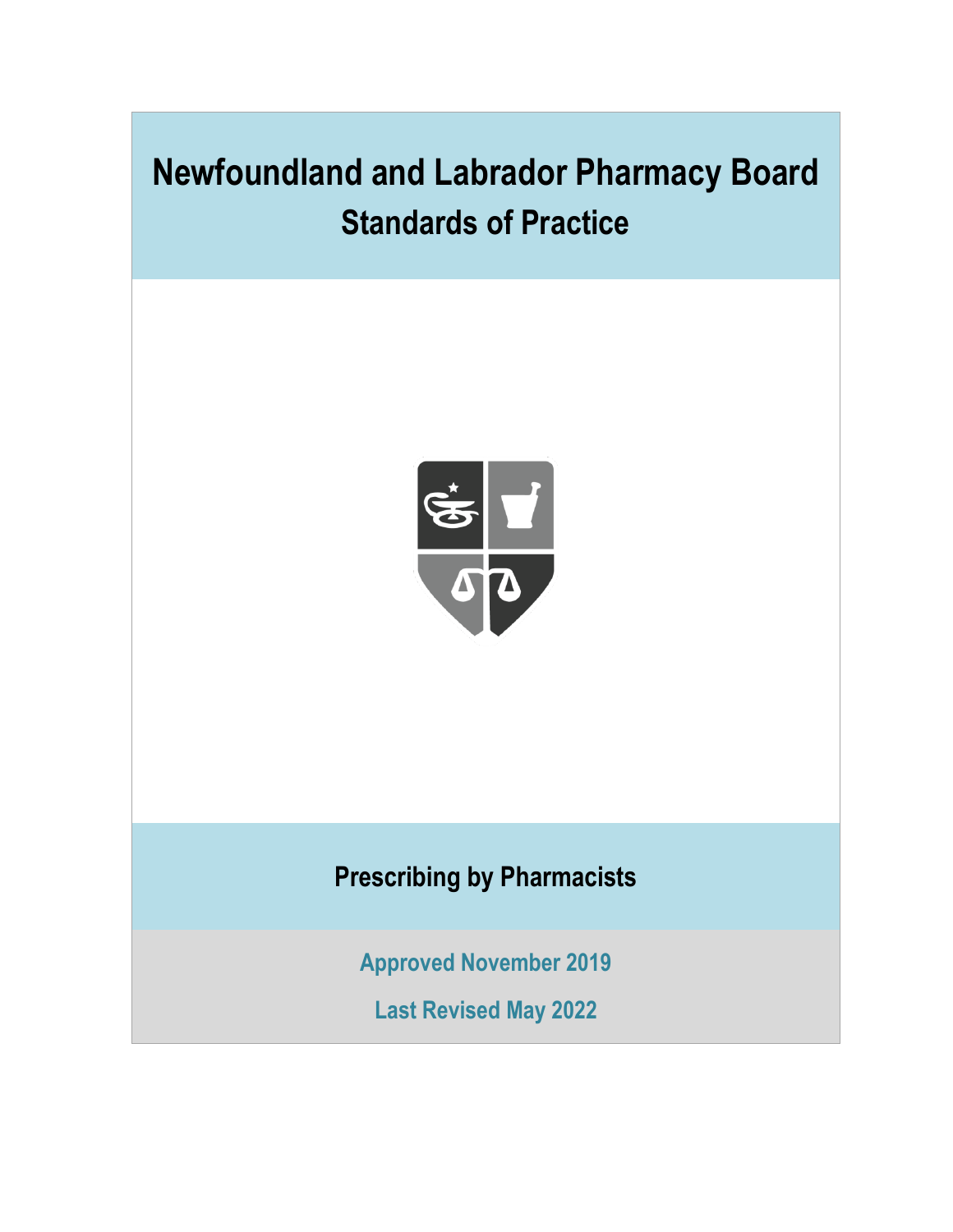# Newfoundland and Labrador Pharmacy Board

## Standards of Practice

## Prescribing by Pharmacists

**Approved November 2019**

**Last Revised May 2022**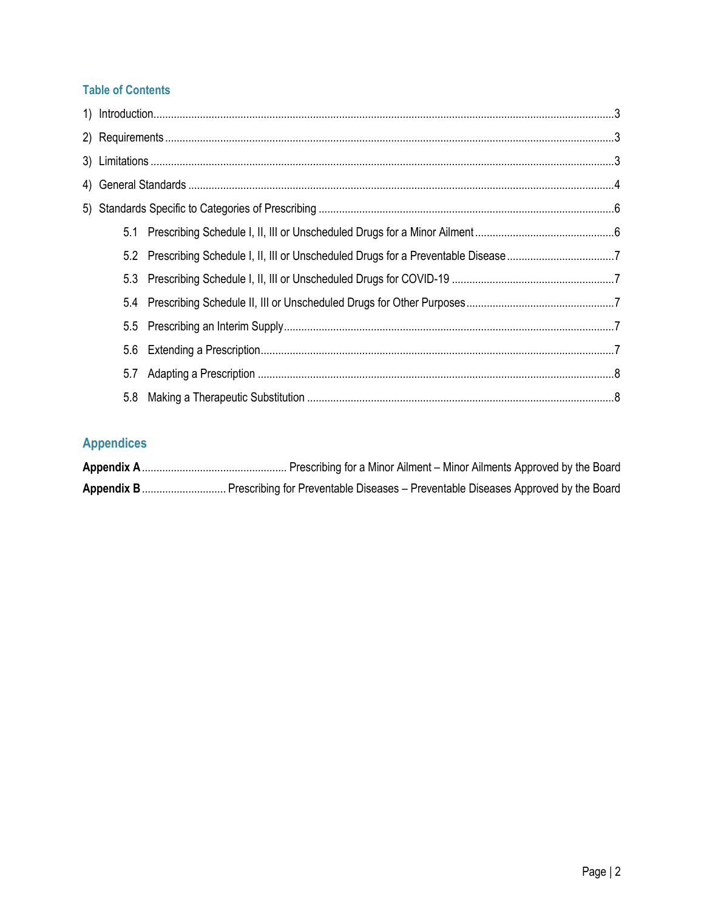## Table of Contents

1) Introduction ..... 3
2) Requirements ..... 3
3) Limitations ..... 3
4) General Standards ..... 4
5) Standards Specific to Categories of Prescribing ..... 6
   - 5.1 Prescribing Schedule I, II, III or Unscheduled Drugs for a Minor Ailment ..... 6
   - 5.2 Prescribing Schedule I, II, III or Unscheduled Drugs for a Preventable Disease ..... 7
   - 5.3 Prescribing Schedule I, II, III or Unscheduled Drugs for COVID-19 ..... 7
   - 5.4 Prescribing Schedule II, III or Unscheduled Drugs for Other Purposes ..... 7
   - 5.5 Prescribing an Interim Supply ..... 7
   - 5.6 Extending a Prescription ..... 7
   - 5.7 Adapting a Prescription ..... 8
   - 5.8 Making a Therapeutic Substitution ..... 8

## Appendices

**Appendix A** ..... Prescribing for a Minor Ailment – Minor Ailments Approved by the Board

**Appendix B** ..... Prescribing for Preventable Diseases – Preventable Diseases Approved by the Board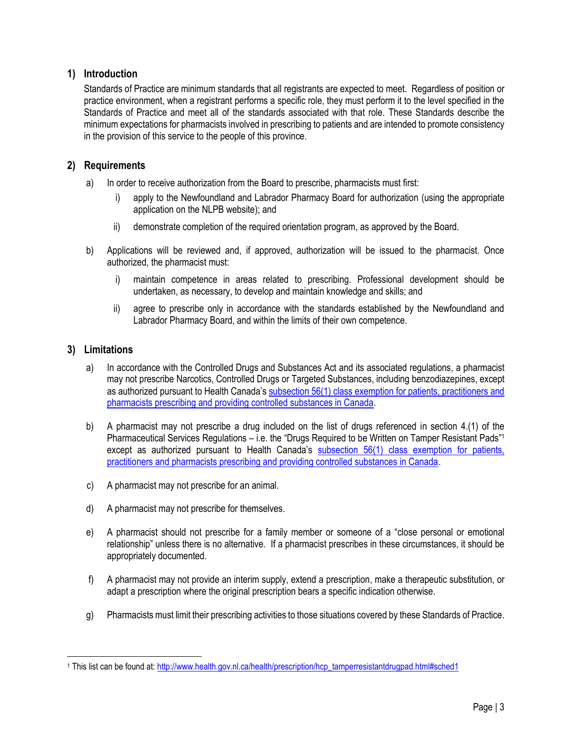## 1) Introduction

Standards of Practice are minimum standards that all registrants are expected to meet. Regardless of position or practice environment, when a registrant performs a specific role, they must perform it to the level specified in the Standards of Practice and meet all of the standards associated with that role. These Standards describe the minimum expectations for pharmacists involved in prescribing to patients and are intended to promote consistency in the provision of this service to the people of this province.

## 2) Requirements

a) In order to receive authorization from the Board to prescribe, pharmacists must first:

   i) apply to the Newfoundland and Labrador Pharmacy Board for authorization (using the appropriate application on the NLPB website); and

   ii) demonstrate completion of the required orientation program, as approved by the Board.

b) Applications will be reviewed and, if approved, authorization will be issued to the pharmacist. Once authorized, the pharmacist must:

   i) maintain competence in areas related to prescribing. Professional development should be undertaken, as necessary, to develop and maintain knowledge and skills; and

   ii) agree to prescribe only in accordance with the standards established by the Newfoundland and Labrador Pharmacy Board, and within the limits of their own competence.

## 3) Limitations

a) In accordance with the Controlled Drugs and Substances Act and its associated regulations, a pharmacist may not prescribe Narcotics, Controlled Drugs or Targeted Substances, including benzodiazepines, except as authorized pursuant to Health Canada's subsection 56(1) class exemption for patients, practitioners and pharmacists prescribing and providing controlled substances in Canada.

b) A pharmacist may not prescribe a drug included on the list of drugs referenced in section 4.(1) of the Pharmaceutical Services Regulations – i.e. the "Drugs Required to be Written on Tamper Resistant Pads"[1] except as authorized pursuant to Health Canada's subsection 56(1) class exemption for patients, practitioners and pharmacists prescribing and providing controlled substances in Canada.

c) A pharmacist may not prescribe for an animal.

d) A pharmacist may not prescribe for themselves.

e) A pharmacist should not prescribe for a family member or someone of a "close personal or emotional relationship" unless there is no alternative. If a pharmacist prescribes in these circumstances, it should be appropriately documented.

f) A pharmacist may not provide an interim supply, extend a prescription, make a therapeutic substitution, or adapt a prescription where the original prescription bears a specific indication otherwise.

g) Pharmacists must limit their prescribing activities to those situations covered by these Standards of Practice.

---

[1] This list can be found at: http://www.health.gov.nl.ca/health/prescription/hcp_tamperresistantdrugpad.html#sched1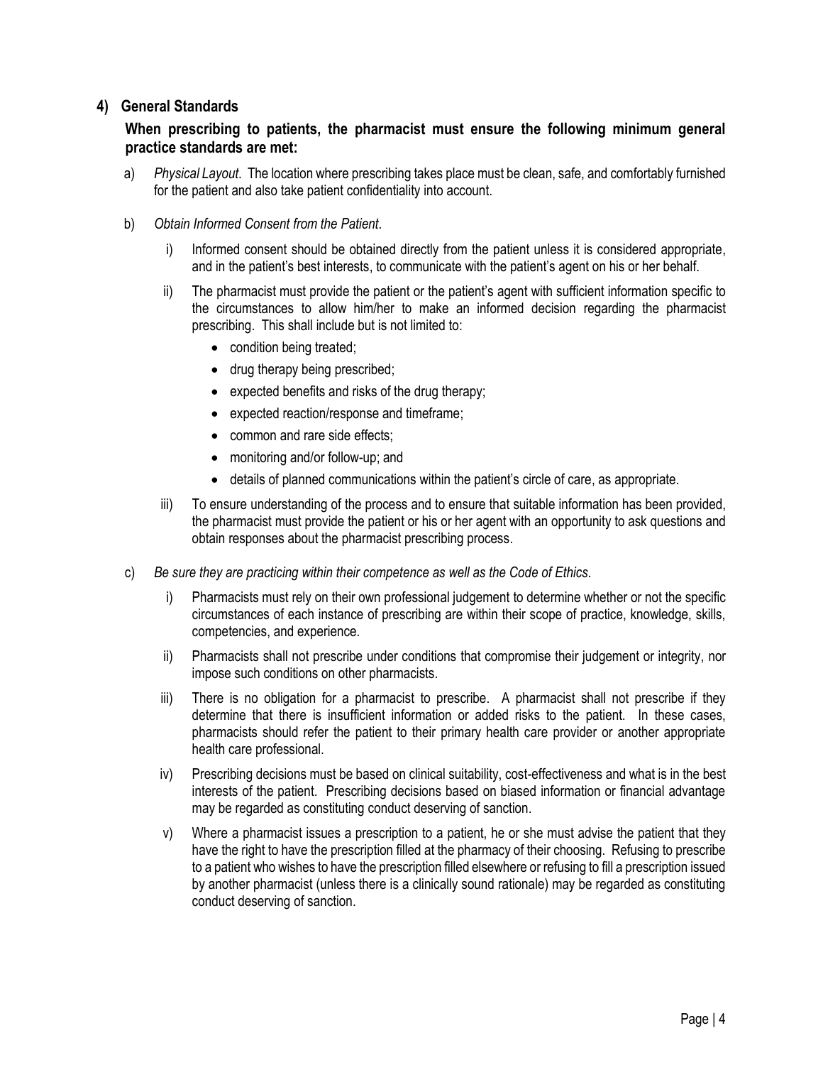## 4) General Standards

**When prescribing to patients, the pharmacist must ensure the following minimum general practice standards are met:**

a) *Physical Layout*. The location where prescribing takes place must be clean, safe, and comfortably furnished for the patient and also take patient confidentiality into account.

b) *Obtain Informed Consent from the Patient*.

   i) Informed consent should be obtained directly from the patient unless it is considered appropriate, and in the patient's best interests, to communicate with the patient's agent on his or her behalf.

   ii) The pharmacist must provide the patient or the patient's agent with sufficient information specific to the circumstances to allow him/her to make an informed decision regarding the pharmacist prescribing. This shall include but is not limited to:

   - condition being treated;
   - drug therapy being prescribed;
   - expected benefits and risks of the drug therapy;
   - expected reaction/response and timeframe;
   - common and rare side effects;
   - monitoring and/or follow-up; and
   - details of planned communications within the patient's circle of care, as appropriate.

   iii) To ensure understanding of the process and to ensure that suitable information has been provided, the pharmacist must provide the patient or his or her agent with an opportunity to ask questions and obtain responses about the pharmacist prescribing process.

c) *Be sure they are practicing within their competence as well as the Code of Ethics.*

   i) Pharmacists must rely on their own professional judgement to determine whether or not the specific circumstances of each instance of prescribing are within their scope of practice, knowledge, skills, competencies, and experience.

   ii) Pharmacists shall not prescribe under conditions that compromise their judgement or integrity, nor impose such conditions on other pharmacists.

   iii) There is no obligation for a pharmacist to prescribe. A pharmacist shall not prescribe if they determine that there is insufficient information or added risks to the patient. In these cases, pharmacists should refer the patient to their primary health care provider or another appropriate health care professional.

   iv) Prescribing decisions must be based on clinical suitability, cost-effectiveness and what is in the best interests of the patient. Prescribing decisions based on biased information or financial advantage may be regarded as constituting conduct deserving of sanction.

   v) Where a pharmacist issues a prescription to a patient, he or she must advise the patient that they have the right to have the prescription filled at the pharmacy of their choosing. Refusing to prescribe to a patient who wishes to have the prescription filled elsewhere or refusing to fill a prescription issued by another pharmacist (unless there is a clinically sound rationale) may be regarded as constituting conduct deserving of sanction.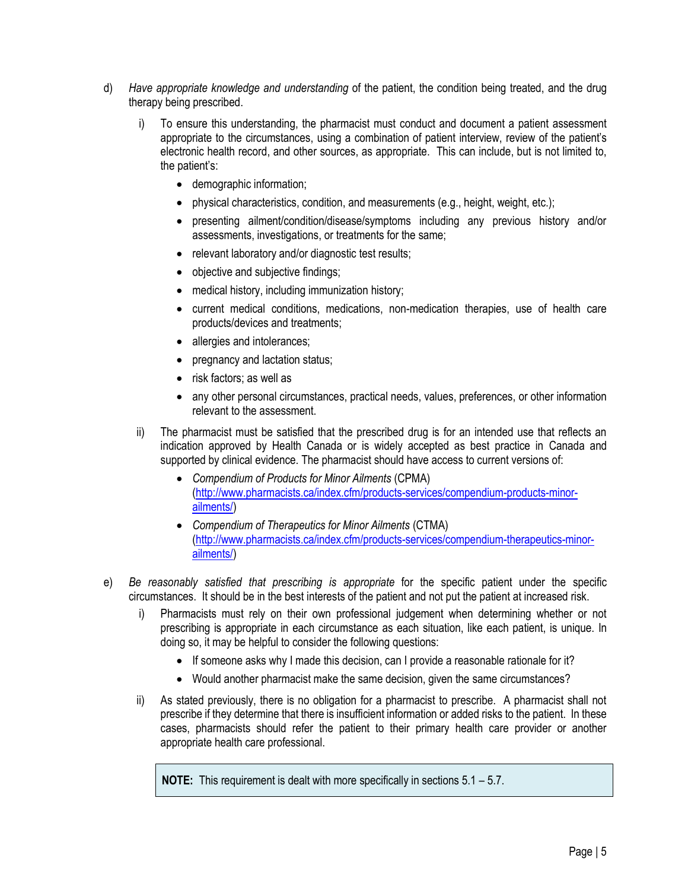d) *Have appropriate knowledge and understanding* of the patient, the condition being treated, and the drug therapy being prescribed.

   i) To ensure this understanding, the pharmacist must conduct and document a patient assessment appropriate to the circumstances, using a combination of patient interview, review of the patient's electronic health record, and other sources, as appropriate. This can include, but is not limited to, the patient's:

      - demographic information;
      - physical characteristics, condition, and measurements (e.g., height, weight, etc.);
      - presenting ailment/condition/disease/symptoms including any previous history and/or assessments, investigations, or treatments for the same;
      - relevant laboratory and/or diagnostic test results;
      - objective and subjective findings;
      - medical history, including immunization history;
      - current medical conditions, medications, non-medication therapies, use of health care products/devices and treatments;
      - allergies and intolerances;
      - pregnancy and lactation status;
      - risk factors; as well as
      - any other personal circumstances, practical needs, values, preferences, or other information relevant to the assessment.

   ii) The pharmacist must be satisfied that the prescribed drug is for an intended use that reflects an indication approved by Health Canada or is widely accepted as best practice in Canada and supported by clinical evidence. The pharmacist should have access to current versions of:

      - *Compendium of Products for Minor Ailments* (CPMA) (http://www.pharmacists.ca/index.cfm/products-services/compendium-products-minor-ailments/)
      - *Compendium of Therapeutics for Minor Ailments* (CTMA) (http://www.pharmacists.ca/index.cfm/products-services/compendium-therapeutics-minor-ailments/)

e) *Be reasonably satisfied that prescribing is appropriate* for the specific patient under the specific circumstances. It should be in the best interests of the patient and not put the patient at increased risk.

   i) Pharmacists must rely on their own professional judgement when determining whether or not prescribing is appropriate in each circumstance as each situation, like each patient, is unique. In doing so, it may be helpful to consider the following questions:

      - If someone asks why I made this decision, can I provide a reasonable rationale for it?
      - Would another pharmacist make the same decision, given the same circumstances?

   ii) As stated previously, there is no obligation for a pharmacist to prescribe. A pharmacist shall not prescribe if they determine that there is insufficient information or added risks to the patient. In these cases, pharmacists should refer the patient to their primary health care provider or another appropriate health care professional.

> **NOTE:** This requirement is dealt with more specifically in sections 5.1 – 5.7.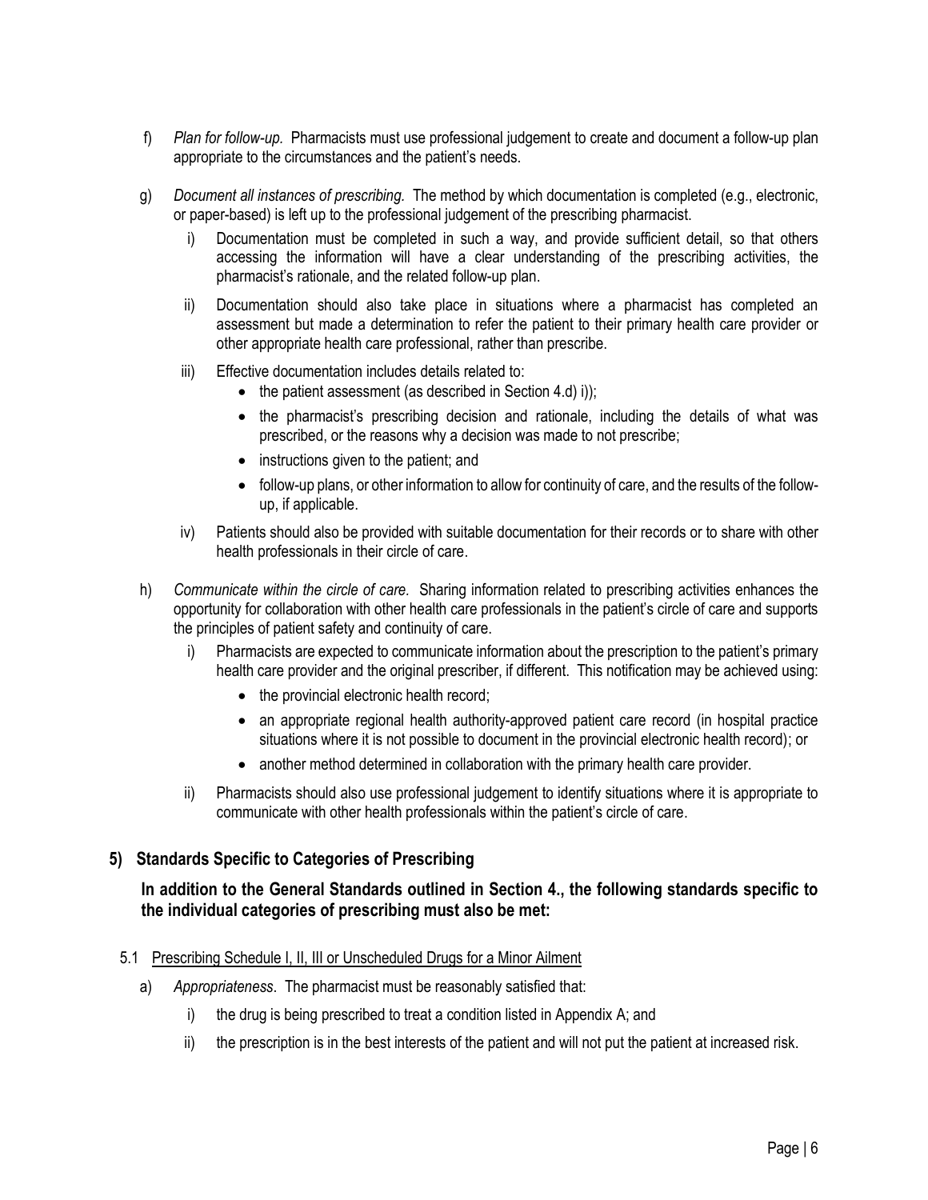f) *Plan for follow-up.* Pharmacists must use professional judgement to create and document a follow-up plan appropriate to the circumstances and the patient's needs.

g) *Document all instances of prescribing.* The method by which documentation is completed (e.g., electronic, or paper-based) is left up to the professional judgement of the prescribing pharmacist.

   i) Documentation must be completed in such a way, and provide sufficient detail, so that others accessing the information will have a clear understanding of the prescribing activities, the pharmacist's rationale, and the related follow-up plan.

   ii) Documentation should also take place in situations where a pharmacist has completed an assessment but made a determination to refer the patient to their primary health care provider or other appropriate health care professional, rather than prescribe.

   iii) Effective documentation includes details related to:
      - the patient assessment (as described in Section 4.d) i));
      - the pharmacist's prescribing decision and rationale, including the details of what was prescribed, or the reasons why a decision was made to not prescribe;
      - instructions given to the patient; and
      - follow-up plans, or other information to allow for continuity of care, and the results of the follow-up, if applicable.

   iv) Patients should also be provided with suitable documentation for their records or to share with other health professionals in their circle of care.

h) *Communicate within the circle of care.* Sharing information related to prescribing activities enhances the opportunity for collaboration with other health care professionals in the patient's circle of care and supports the principles of patient safety and continuity of care.

   i) Pharmacists are expected to communicate information about the prescription to the patient's primary health care provider and the original prescriber, if different. This notification may be achieved using:
      - the provincial electronic health record;
      - an appropriate regional health authority-approved patient care record (in hospital practice situations where it is not possible to document in the provincial electronic health record); or
      - another method determined in collaboration with the primary health care provider.

   ii) Pharmacists should also use professional judgement to identify situations where it is appropriate to communicate with other health professionals within the patient's circle of care.

## 5) Standards Specific to Categories of Prescribing

**In addition to the General Standards outlined in Section 4., the following standards specific to the individual categories of prescribing must also be met:**

### 5.1 Prescribing Schedule I, II, III or Unscheduled Drugs for a Minor Ailment

a) *Appropriateness*. The pharmacist must be reasonably satisfied that:

   i) the drug is being prescribed to treat a condition listed in Appendix A; and

   ii) the prescription is in the best interests of the patient and will not put the patient at increased risk.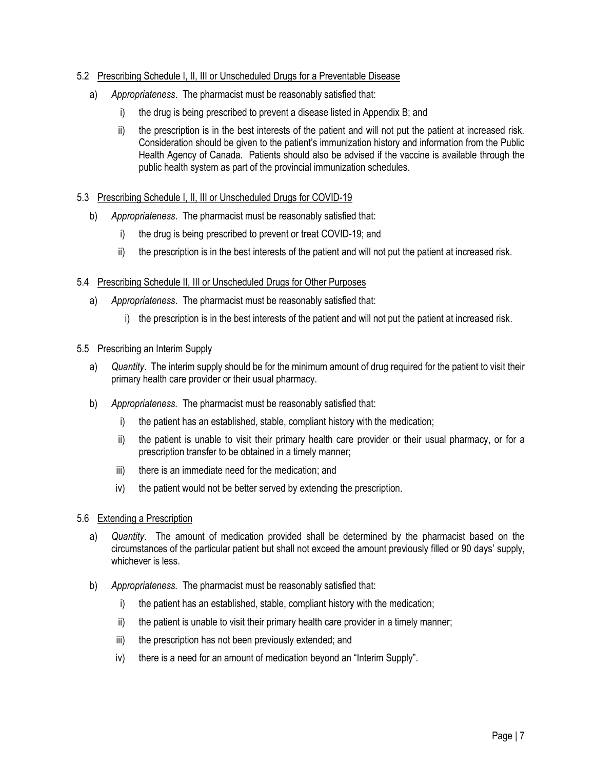### 5.2 Prescribing Schedule I, II, III or Unscheduled Drugs for a Preventable Disease

a) *Appropriateness*. The pharmacist must be reasonably satisfied that:

   i) the drug is being prescribed to prevent a disease listed in Appendix B; and

   ii) the prescription is in the best interests of the patient and will not put the patient at increased risk. Consideration should be given to the patient's immunization history and information from the Public Health Agency of Canada. Patients should also be advised if the vaccine is available through the public health system as part of the provincial immunization schedules.

### 5.3 Prescribing Schedule I, II, III or Unscheduled Drugs for COVID-19

b) *Appropriateness*. The pharmacist must be reasonably satisfied that:

   i) the drug is being prescribed to prevent or treat COVID-19; and

   ii) the prescription is in the best interests of the patient and will not put the patient at increased risk.

### 5.4 Prescribing Schedule II, III or Unscheduled Drugs for Other Purposes

a) *Appropriateness*. The pharmacist must be reasonably satisfied that:

   i) the prescription is in the best interests of the patient and will not put the patient at increased risk.

### 5.5 Prescribing an Interim Supply

a) *Quantity*. The interim supply should be for the minimum amount of drug required for the patient to visit their primary health care provider or their usual pharmacy.

b) *Appropriateness.* The pharmacist must be reasonably satisfied that:

   i) the patient has an established, stable, compliant history with the medication;

   ii) the patient is unable to visit their primary health care provider or their usual pharmacy, or for a prescription transfer to be obtained in a timely manner;

   iii) there is an immediate need for the medication; and

   iv) the patient would not be better served by extending the prescription.

### 5.6 Extending a Prescription

a) *Quantity*. The amount of medication provided shall be determined by the pharmacist based on the circumstances of the particular patient but shall not exceed the amount previously filled or 90 days' supply, whichever is less.

b) *Appropriateness.* The pharmacist must be reasonably satisfied that:

   i) the patient has an established, stable, compliant history with the medication;

   ii) the patient is unable to visit their primary health care provider in a timely manner;

   iii) the prescription has not been previously extended; and

   iv) there is a need for an amount of medication beyond an "Interim Supply".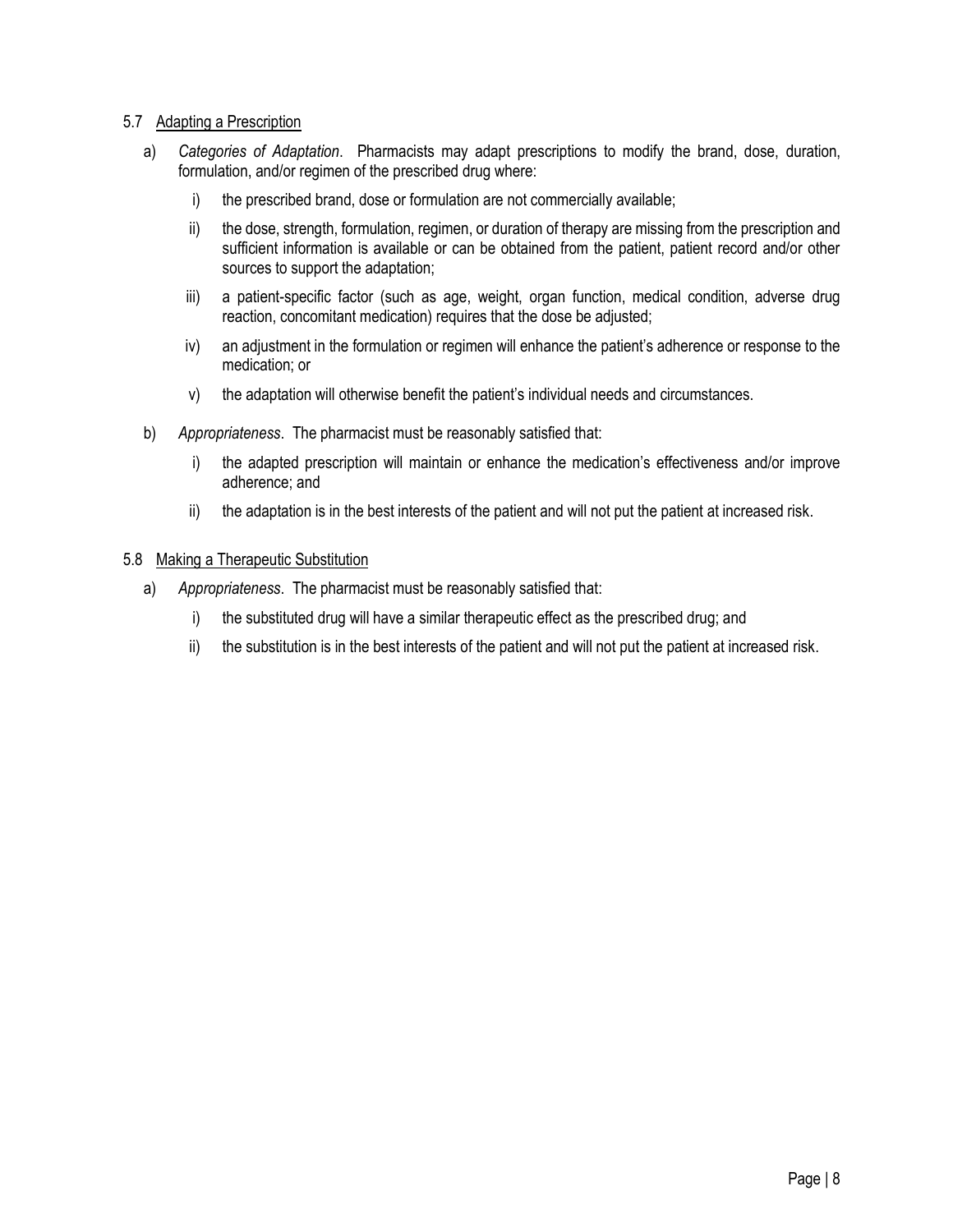## 5.7 Adapting a Prescription

a) *Categories of Adaptation*. Pharmacists may adapt prescriptions to modify the brand, dose, duration, formulation, and/or regimen of the prescribed drug where:

   i) the prescribed brand, dose or formulation are not commercially available;

   ii) the dose, strength, formulation, regimen, or duration of therapy are missing from the prescription and sufficient information is available or can be obtained from the patient, patient record and/or other sources to support the adaptation;

   iii) a patient-specific factor (such as age, weight, organ function, medical condition, adverse drug reaction, concomitant medication) requires that the dose be adjusted;

   iv) an adjustment in the formulation or regimen will enhance the patient's adherence or response to the medication; or

   v) the adaptation will otherwise benefit the patient's individual needs and circumstances.

b) *Appropriateness*. The pharmacist must be reasonably satisfied that:

   i) the adapted prescription will maintain or enhance the medication's effectiveness and/or improve adherence; and

   ii) the adaptation is in the best interests of the patient and will not put the patient at increased risk.

## 5.8 Making a Therapeutic Substitution

a) *Appropriateness*. The pharmacist must be reasonably satisfied that:

   i) the substituted drug will have a similar therapeutic effect as the prescribed drug; and

   ii) the substitution is in the best interests of the patient and will not put the patient at increased risk.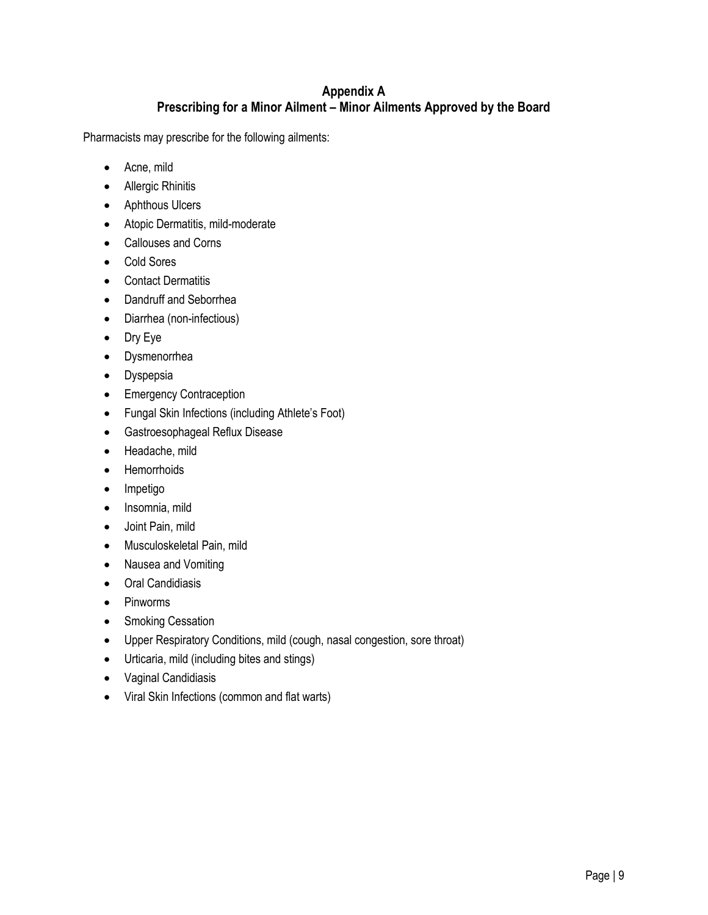## Appendix A
## Prescribing for a Minor Ailment – Minor Ailments Approved by the Board

Pharmacists may prescribe for the following ailments:

- Acne, mild
- Allergic Rhinitis
- Aphthous Ulcers
- Atopic Dermatitis, mild-moderate
- Callouses and Corns
- Cold Sores
- Contact Dermatitis
- Dandruff and Seborrhea
- Diarrhea (non-infectious)
- Dry Eye
- Dysmenorrhea
- Dyspepsia
- Emergency Contraception
- Fungal Skin Infections (including Athlete's Foot)
- Gastroesophageal Reflux Disease
- Headache, mild
- Hemorrhoids
- Impetigo
- Insomnia, mild
- Joint Pain, mild
- Musculoskeletal Pain, mild
- Nausea and Vomiting
- Oral Candidiasis
- Pinworms
- Smoking Cessation
- Upper Respiratory Conditions, mild (cough, nasal congestion, sore throat)
- Urticaria, mild (including bites and stings)
- Vaginal Candidiasis
- Viral Skin Infections (common and flat warts)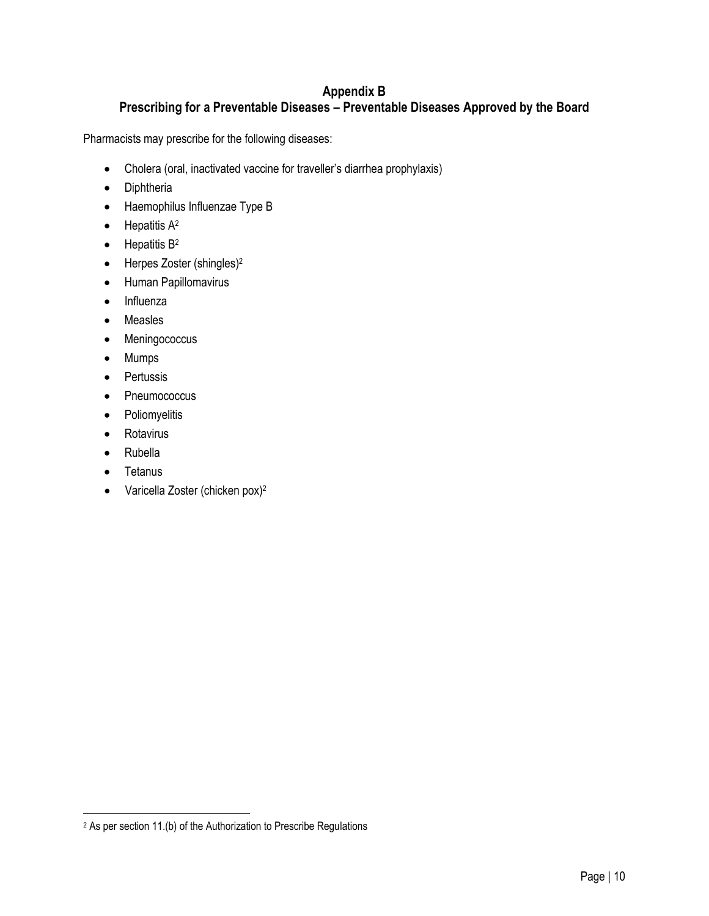## Appendix B
## Prescribing for a Preventable Diseases – Preventable Diseases Approved by the Board

Pharmacists may prescribe for the following diseases:

- Cholera (oral, inactivated vaccine for traveller's diarrhea prophylaxis)
- Diphtheria
- Haemophilus Influenzae Type B
- Hepatitis A[2]
- Hepatitis B[2]
- Herpes Zoster (shingles)[2]
- Human Papillomavirus
- Influenza
- Measles
- Meningococcus
- Mumps
- Pertussis
- Pneumococcus
- Poliomyelitis
- Rotavirus
- Rubella
- Tetanus
- Varicella Zoster (chicken pox)[2]

[2] As per section 11.(b) of the Authorization to Prescribe Regulations